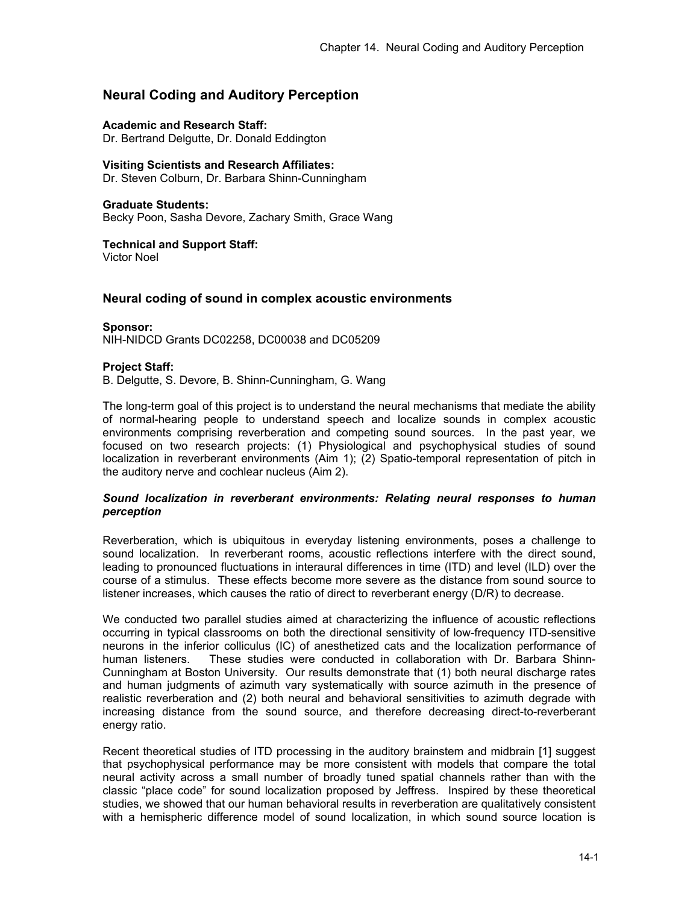# Neural Coding and Auditory Perception

**Academic and Research Staff:**
Dr. Bertrand Delgutte, Dr. Donald Eddington

**Visiting Scientists and Research Affiliates:**
Dr. Steven Colburn, Dr. Barbara Shinn-Cunningham

**Graduate Students:**
Becky Poon, Sasha Devore, Zachary Smith, Grace Wang

**Technical and Support Staff:**
Victor Noel

## Neural coding of sound in complex acoustic environments

**Sponsor:**
NIH-NIDCD Grants DC02258, DC00038 and DC05209

**Project Staff:**
B. Delgutte, S. Devore, B. Shinn-Cunningham, G. Wang

The long-term goal of this project is to understand the neural mechanisms that mediate the ability of normal-hearing people to understand speech and localize sounds in complex acoustic environments comprising reverberation and competing sound sources. In the past year, we focused on two research projects: (1) Physiological and psychophysical studies of sound localization in reverberant environments (Aim 1); (2) Spatio-temporal representation of pitch in the auditory nerve and cochlear nucleus (Aim 2).

### *Sound localization in reverberant environments: Relating neural responses to human perception*

Reverberation, which is ubiquitous in everyday listening environments, poses a challenge to sound localization. In reverberant rooms, acoustic reflections interfere with the direct sound, leading to pronounced fluctuations in interaural differences in time (ITD) and level (ILD) over the course of a stimulus. These effects become more severe as the distance from sound source to listener increases, which causes the ratio of direct to reverberant energy (D/R) to decrease.

We conducted two parallel studies aimed at characterizing the influence of acoustic reflections occurring in typical classrooms on both the directional sensitivity of low-frequency ITD-sensitive neurons in the inferior colliculus (IC) of anesthetized cats and the localization performance of human listeners. These studies were conducted in collaboration with Dr. Barbara Shinn-Cunningham at Boston University. Our results demonstrate that (1) both neural discharge rates and human judgments of azimuth vary systematically with source azimuth in the presence of realistic reverberation and (2) both neural and behavioral sensitivities to azimuth degrade with increasing distance from the sound source, and therefore decreasing direct-to-reverberant energy ratio.

Recent theoretical studies of ITD processing in the auditory brainstem and midbrain [1] suggest that psychophysical performance may be more consistent with models that compare the total neural activity across a small number of broadly tuned spatial channels rather than with the classic "place code" for sound localization proposed by Jeffress. Inspired by these theoretical studies, we showed that our human behavioral results in reverberation are qualitatively consistent with a hemispheric difference model of sound localization, in which sound source location is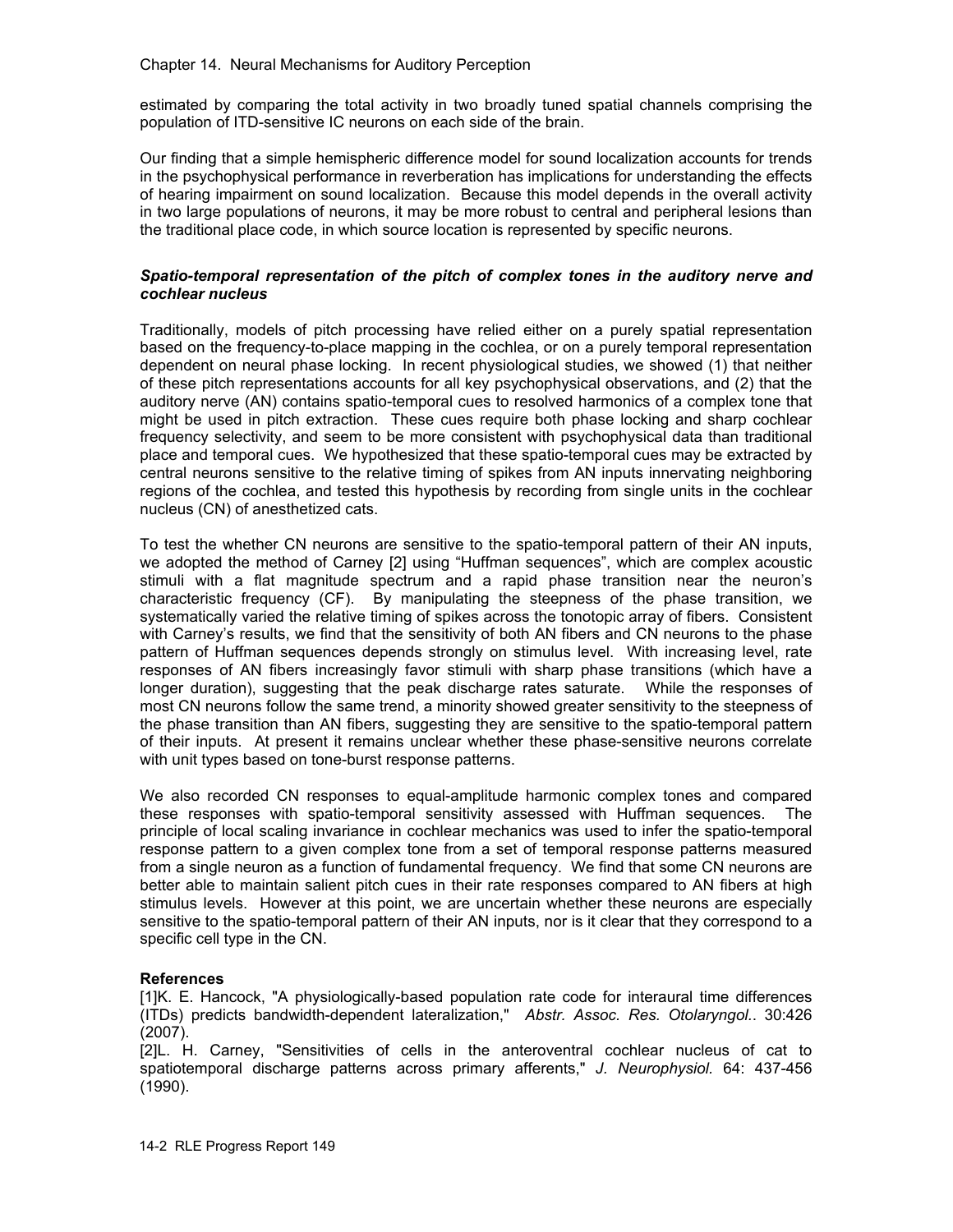estimated by comparing the total activity in two broadly tuned spatial channels comprising the population of ITD-sensitive IC neurons on each side of the brain.

Our finding that a simple hemispheric difference model for sound localization accounts for trends in the psychophysical performance in reverberation has implications for understanding the effects of hearing impairment on sound localization. Because this model depends in the overall activity in two large populations of neurons, it may be more robust to central and peripheral lesions than the traditional place code, in which source location is represented by specific neurons.

### *Spatio-temporal representation of the pitch of complex tones in the auditory nerve and cochlear nucleus*

Traditionally, models of pitch processing have relied either on a purely spatial representation based on the frequency-to-place mapping in the cochlea, or on a purely temporal representation dependent on neural phase locking. In recent physiological studies, we showed (1) that neither of these pitch representations accounts for all key psychophysical observations, and (2) that the auditory nerve (AN) contains spatio-temporal cues to resolved harmonics of a complex tone that might be used in pitch extraction. These cues require both phase locking and sharp cochlear frequency selectivity, and seem to be more consistent with psychophysical data than traditional place and temporal cues. We hypothesized that these spatio-temporal cues may be extracted by central neurons sensitive to the relative timing of spikes from AN inputs innervating neighboring regions of the cochlea, and tested this hypothesis by recording from single units in the cochlear nucleus (CN) of anesthetized cats.

To test the whether CN neurons are sensitive to the spatio-temporal pattern of their AN inputs, we adopted the method of Carney [2] using "Huffman sequences", which are complex acoustic stimuli with a flat magnitude spectrum and a rapid phase transition near the neuron's characteristic frequency (CF). By manipulating the steepness of the phase transition, we systematically varied the relative timing of spikes across the tonotopic array of fibers. Consistent with Carney's results, we find that the sensitivity of both AN fibers and CN neurons to the phase pattern of Huffman sequences depends strongly on stimulus level. With increasing level, rate responses of AN fibers increasingly favor stimuli with sharp phase transitions (which have a longer duration), suggesting that the peak discharge rates saturate. While the responses of most CN neurons follow the same trend, a minority showed greater sensitivity to the steepness of the phase transition than AN fibers, suggesting they are sensitive to the spatio-temporal pattern of their inputs. At present it remains unclear whether these phase-sensitive neurons correlate with unit types based on tone-burst response patterns.

We also recorded CN responses to equal-amplitude harmonic complex tones and compared these responses with spatio-temporal sensitivity assessed with Huffman sequences. The principle of local scaling invariance in cochlear mechanics was used to infer the spatio-temporal response pattern to a given complex tone from a set of temporal response patterns measured from a single neuron as a function of fundamental frequency. We find that some CN neurons are better able to maintain salient pitch cues in their rate responses compared to AN fibers at high stimulus levels. However at this point, we are uncertain whether these neurons are especially sensitive to the spatio-temporal pattern of their AN inputs, nor is it clear that they correspond to a specific cell type in the CN.

**References**

[1] K. E. Hancock, "A physiologically-based population rate code for interaural time differences (ITDs) predicts bandwidth-dependent lateralization," *Abstr. Assoc. Res. Otolaryngol.*. 30:426 (2007).

[2] L. H. Carney, "Sensitivities of cells in the anteroventral cochlear nucleus of cat to spatiotemporal discharge patterns across primary afferents," *J. Neurophysiol.* 64: 437-456 (1990).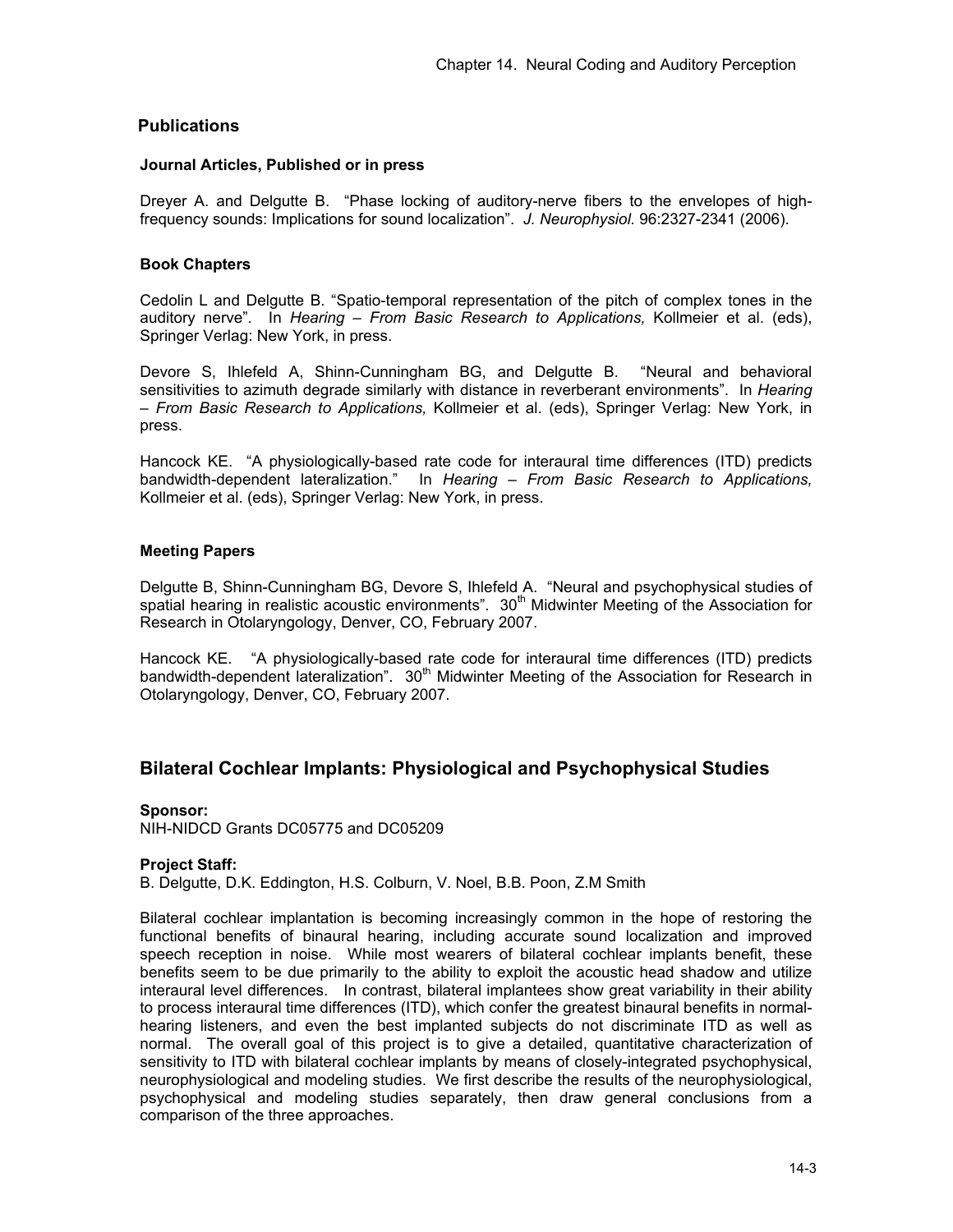## Publications

### Journal Articles, Published or in press

Dreyer A. and Delgutte B. "Phase locking of auditory-nerve fibers to the envelopes of high-frequency sounds: Implications for sound localization". *J. Neurophysiol.* 96:2327-2341 (2006).

### Book Chapters

Cedolin L and Delgutte B. "Spatio-temporal representation of the pitch of complex tones in the auditory nerve". In *Hearing – From Basic Research to Applications,* Kollmeier et al. (eds), Springer Verlag: New York, in press.

Devore S, Ihlefeld A, Shinn-Cunningham BG, and Delgutte B. "Neural and behavioral sensitivities to azimuth degrade similarly with distance in reverberant environments". In *Hearing – From Basic Research to Applications,* Kollmeier et al. (eds), Springer Verlag: New York, in press.

Hancock KE. "A physiologically-based rate code for interaural time differences (ITD) predicts bandwidth-dependent lateralization." In *Hearing – From Basic Research to Applications,* Kollmeier et al. (eds), Springer Verlag: New York, in press.

### Meeting Papers

Delgutte B, Shinn-Cunningham BG, Devore S, Ihlefeld A. "Neural and psychophysical studies of spatial hearing in realistic acoustic environments". 30th Midwinter Meeting of the Association for Research in Otolaryngology, Denver, CO, February 2007.

Hancock KE. "A physiologically-based rate code for interaural time differences (ITD) predicts bandwidth-dependent lateralization". 30th Midwinter Meeting of the Association for Research in Otolaryngology, Denver, CO, February 2007.

## Bilateral Cochlear Implants: Physiological and Psychophysical Studies

**Sponsor:**
NIH-NIDCD Grants DC05775 and DC05209

**Project Staff:**
B. Delgutte, D.K. Eddington, H.S. Colburn, V. Noel, B.B. Poon, Z.M Smith

Bilateral cochlear implantation is becoming increasingly common in the hope of restoring the functional benefits of binaural hearing, including accurate sound localization and improved speech reception in noise. While most wearers of bilateral cochlear implants benefit, these benefits seem to be due primarily to the ability to exploit the acoustic head shadow and utilize interaural level differences. In contrast, bilateral implantees show great variability in their ability to process interaural time differences (ITD), which confer the greatest binaural benefits in normal-hearing listeners, and even the best implanted subjects do not discriminate ITD as well as normal. The overall goal of this project is to give a detailed, quantitative characterization of sensitivity to ITD with bilateral cochlear implants by means of closely-integrated psychophysical, neurophysiological and modeling studies. We first describe the results of the neurophysiological, psychophysical and modeling studies separately, then draw general conclusions from a comparison of the three approaches.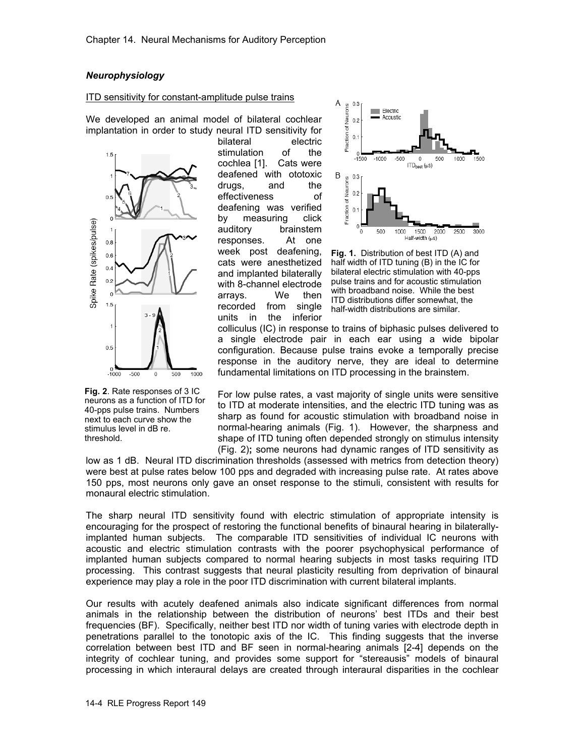### *Neurophysiology*

ITD sensitivity for constant-amplitude pulse trains

We developed an animal model of bilateral cochlear implantation in order to study neural ITD sensitivity for bilateral electric stimulation of the cochlea [1]. Cats were deafened with ototoxic drugs, and the effectiveness of deafening was verified by measuring click auditory brainstem responses. At one week post deafening, cats were anesthetized and implanted bilaterally with 8-channel electrode arrays. We then recorded from single units in the inferior colliculus (IC) in response to trains of biphasic pulses delivered to a single electrode pair in each ear using a wide bipolar configuration. Because pulse trains evoke a temporally precise response in the auditory nerve, they are ideal to determine fundamental limitations on ITD processing in the brainstem.

A
Fraction of Neurons
0.3
0.2
0.1
0
Electric
Acoustic
-1500 -1000 -500 0 500 1000 1500
$ITD_{best}$ (µS)

B
Fraction of Neurons
0.3
0.2
0.1
0
0 500 1000 1500 2000 2500 3000
Half-width (µs)

**Fig. 1.** Distribution of best ITD (A) and half width of ITD tuning (B) in the IC for bilateral electric stimulation with 40-pps pulse trains and for acoustic stimulation with broadband noise. While the best ITD distributions differ somewhat, the half-width distributions are similar.

Spike Rate (spikes/pulse)
1.5
1
0.5
0
7
6
5
4
3
2
1
1
0.8
0.6
0.4
0.2
0
3
2
1
1.5
1
0.5
0
3 - 9
2
1
-1000 -500 0 500 1000

**Fig. 2**. Rate responses of 3 IC neurons as a function of ITD for 40-pps pulse trains. Numbers next to each curve show the stimulus level in dB re. threshold.

For low pulse rates, a vast majority of single units were sensitive to ITD at moderate intensities, and the electric ITD tuning was as sharp as found for acoustic stimulation with broadband noise in normal-hearing animals (Fig. 1). However, the sharpness and shape of ITD tuning often depended strongly on stimulus intensity (Fig. 2); some neurons had dynamic ranges of ITD sensitivity as low as 1 dB. Neural ITD discrimination thresholds (assessed with metrics from detection theory) were best at pulse rates below 100 pps and degraded with increasing pulse rate. At rates above 150 pps, most neurons only gave an onset response to the stimuli, consistent with results for monaural electric stimulation.

The sharp neural ITD sensitivity found with electric stimulation of appropriate intensity is encouraging for the prospect of restoring the functional benefits of binaural hearing in bilaterally-implanted human subjects. The comparable ITD sensitivities of individual IC neurons with acoustic and electric stimulation contrasts with the poorer psychophysical performance of implanted human subjects compared to normal hearing subjects in most tasks requiring ITD processing. This contrast suggests that neural plasticity resulting from deprivation of binaural experience may play a role in the poor ITD discrimination with current bilateral implants.

Our results with acutely deafened animals also indicate significant differences from normal animals in the relationship between the distribution of neurons' best ITDs and their best frequencies (BF). Specifically, neither best ITD nor width of tuning varies with electrode depth in penetrations parallel to the tonotopic axis of the IC. This finding suggests that the inverse correlation between best ITD and BF seen in normal-hearing animals [2-4] depends on the integrity of cochlear tuning, and provides some support for "stereausis" models of binaural processing in which interaural delays are created through interaural disparities in the cochlear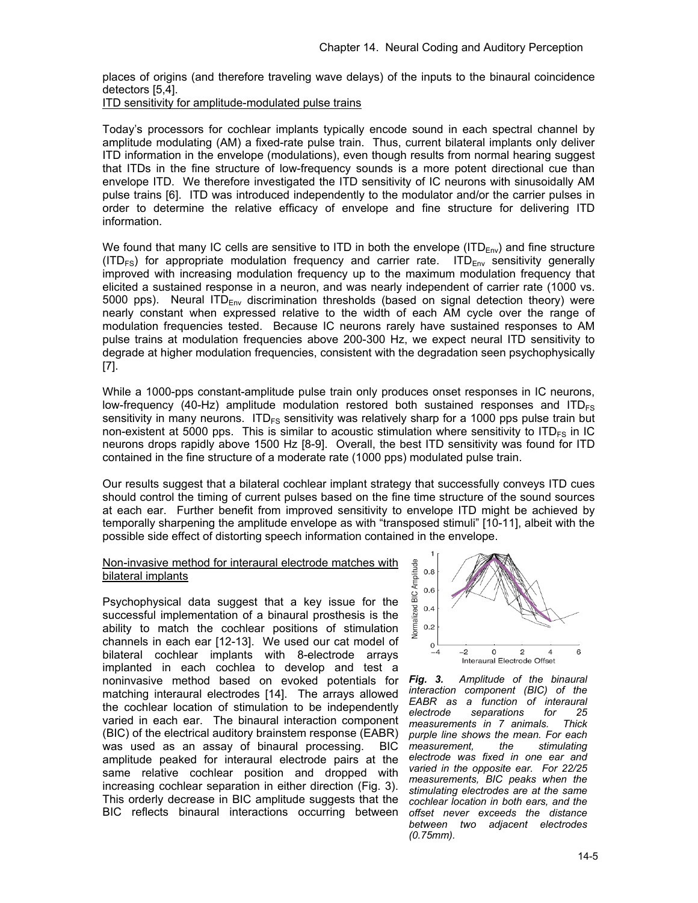places of origins (and therefore traveling wave delays) of the inputs to the binaural coincidence detectors [5,4].

ITD sensitivity for amplitude-modulated pulse trains

Today's processors for cochlear implants typically encode sound in each spectral channel by amplitude modulating (AM) a fixed-rate pulse train. Thus, current bilateral implants only deliver ITD information in the envelope (modulations), even though results from normal hearing suggest that ITDs in the fine structure of low-frequency sounds is a more potent directional cue than envelope ITD. We therefore investigated the ITD sensitivity of IC neurons with sinusoidally AM pulse trains [6]. ITD was introduced independently to the modulator and/or the carrier pulses in order to determine the relative efficacy of envelope and fine structure for delivering ITD information.

We found that many IC cells are sensitive to ITD in both the envelope ($ITD_{Env}$) and fine structure ($ITD_{FS}$) for appropriate modulation frequency and carrier rate. $ITD_{Env}$ sensitivity generally improved with increasing modulation frequency up to the maximum modulation frequency that elicited a sustained response in a neuron, and was nearly independent of carrier rate (1000 vs. 5000 pps). Neural $ITD_{Env}$ discrimination thresholds (based on signal detection theory) were nearly constant when expressed relative to the width of each AM cycle over the range of modulation frequencies tested. Because IC neurons rarely have sustained responses to AM pulse trains at modulation frequencies above 200-300 Hz, we expect neural ITD sensitivity to degrade at higher modulation frequencies, consistent with the degradation seen psychophysically [7].

While a 1000-pps constant-amplitude pulse train only produces onset responses in IC neurons, low-frequency (40-Hz) amplitude modulation restored both sustained responses and $ITD_{FS}$ sensitivity in many neurons. $ITD_{FS}$ sensitivity was relatively sharp for a 1000 pps pulse train but non-existent at 5000 pps. This is similar to acoustic stimulation where sensitivity to $ITD_{FS}$ in IC neurons drops rapidly above 1500 Hz [8-9]. Overall, the best ITD sensitivity was found for ITD contained in the fine structure of a moderate rate (1000 pps) modulated pulse train.

Our results suggest that a bilateral cochlear implant strategy that successfully conveys ITD cues should control the timing of current pulses based on the fine time structure of the sound sources at each ear. Further benefit from improved sensitivity to envelope ITD might be achieved by temporally sharpening the amplitude envelope as with "transposed stimuli" [10-11], albeit with the possible side effect of distorting speech information contained in the envelope.

Non-invasive method for interaural electrode matches with bilateral implants

Psychophysical data suggest that a key issue for the successful implementation of a binaural prosthesis is the ability to match the cochlear positions of stimulation channels in each ear [12-13]. We used our cat model of bilateral cochlear implants with 8-electrode arrays implanted in each cochlea to develop and test a noninvasive method based on evoked potentials for matching interaural electrodes [14]. The arrays allowed the cochlear location of stimulation to be independently varied in each ear. The binaural interaction component (BIC) of the electrical auditory brainstem response (EABR) was used as an assay of binaural processing. BIC amplitude peaked for interaural electrode pairs at the same relative cochlear position and dropped with increasing cochlear separation in either direction (Fig. 3). This orderly decrease in BIC amplitude suggests that the BIC reflects binaural interactions occurring between

Normalized BIC Amplitude
1
0.8
0.6
0.4
0.2
0
−4 −2 0 2 4 6
Interaural Electrode Offset

***Fig. 3.*** *Amplitude of the binaural interaction component (BIC) of the EABR as a function of interaural electrode separations for 25 measurements in 7 animals. Thick purple line shows the mean. For each measurement, the stimulating electrode was fixed in one ear and varied in the opposite ear. For 22/25 measurements, BIC peaks when the stimulating electrodes are at the same cochlear location in both ears, and the offset never exceeds the distance between two adjacent electrodes (0.75mm).*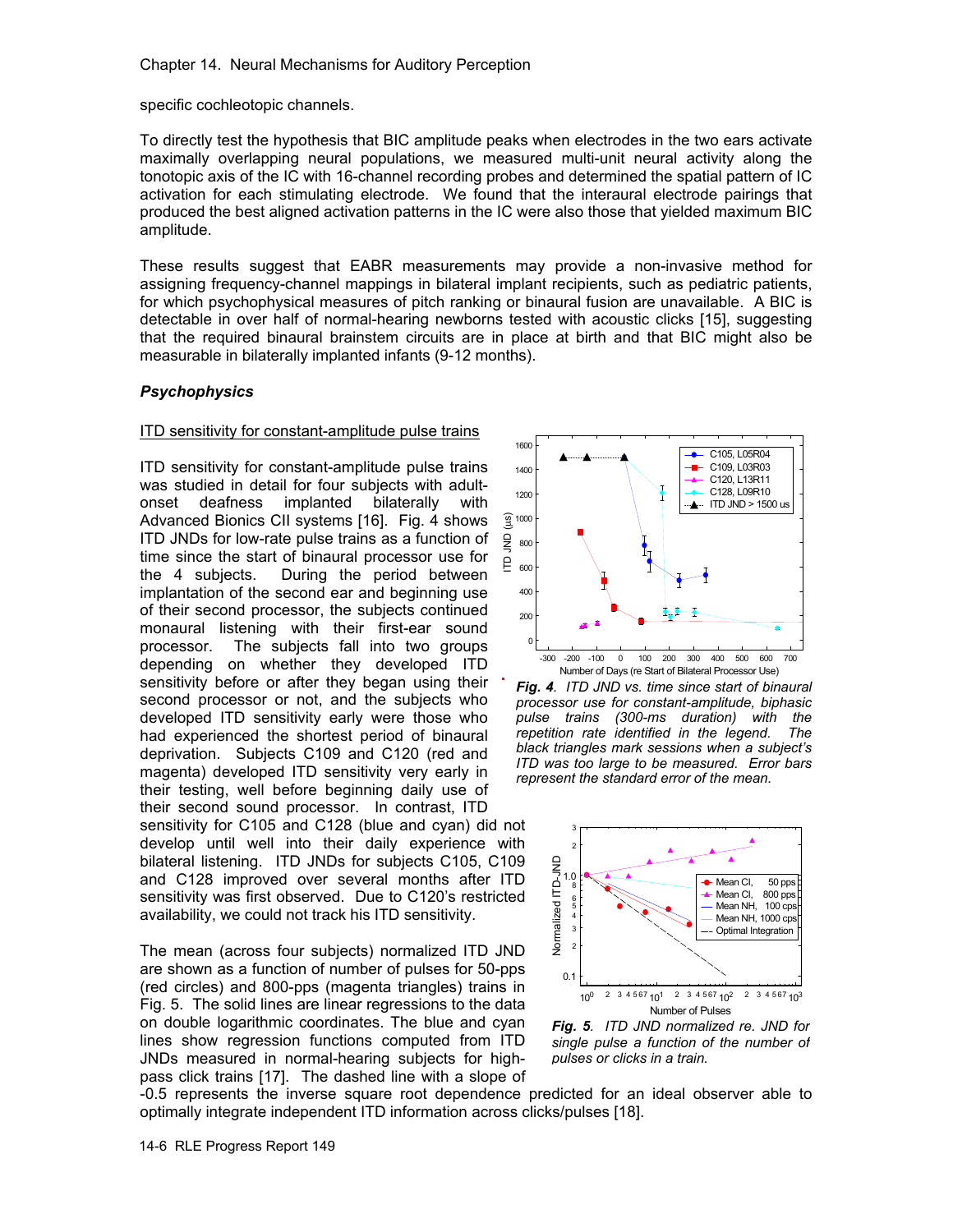specific cochleotopic channels.

To directly test the hypothesis that BIC amplitude peaks when electrodes in the two ears activate maximally overlapping neural populations, we measured multi-unit neural activity along the tonotopic axis of the IC with 16-channel recording probes and determined the spatial pattern of IC activation for each stimulating electrode. We found that the interaural electrode pairings that produced the best aligned activation patterns in the IC were also those that yielded maximum BIC amplitude.

These results suggest that EABR measurements may provide a non-invasive method for assigning frequency-channel mappings in bilateral implant recipients, such as pediatric patients, for which psychophysical measures of pitch ranking or binaural fusion are unavailable. A BIC is detectable in over half of normal-hearing newborns tested with acoustic clicks [15], suggesting that the required binaural brainstem circuits are in place at birth and that BIC might also be measurable in bilaterally implanted infants (9-12 months).

### *Psychophysics*

ITD sensitivity for constant-amplitude pulse trains

ITD sensitivity for constant-amplitude pulse trains was studied in detail for four subjects with adult-onset deafness implanted bilaterally with Advanced Bionics CII systems [16]. Fig. 4 shows ITD JNDs for low-rate pulse trains as a function of time since the start of binaural processor use for the 4 subjects. During the period between implantation of the second ear and beginning use of their second processor, the subjects continued monaural listening with their first-ear sound processor. The subjects fall into two groups depending on whether they developed ITD sensitivity before or after they began using their second processor or not, and the subjects who developed ITD sensitivity early were those who had experienced the shortest period of binaural deprivation. Subjects C109 and C120 (red and magenta) developed ITD sensitivity very early in their testing, well before beginning daily use of their second sound processor. In contrast, ITD sensitivity for C105 and C128 (blue and cyan) did not develop until well into their daily experience with bilateral listening. ITD JNDs for subjects C105, C109 and C128 improved over several months after ITD sensitivity was first observed. Due to C120's restricted availability, we could not track his ITD sensitivity.

***Fig. 4.*** *ITD JND vs. time since start of binaural processor use for constant-amplitude, biphasic pulse trains (300-ms duration) with the repetition rate identified in the legend. The black triangles mark sessions when a subject's ITD was too large to be measured. Error bars represent the standard error of the mean.*

The mean (across four subjects) normalized ITD JND are shown as a function of number of pulses for 50-pps (red circles) and 800-pps (magenta triangles) trains in Fig. 5. The solid lines are linear regressions to the data on double logarithmic coordinates. The blue and cyan lines show regression functions computed from ITD JNDs measured in normal-hearing subjects for high-pass click trains [17]. The dashed line with a slope of -0.5 represents the inverse square root dependence predicted for an ideal observer able to optimally integrate independent ITD information across clicks/pulses [18].

***Fig. 5.*** *ITD JND normalized re. JND for single pulse a function of the number of pulses or clicks in a train.*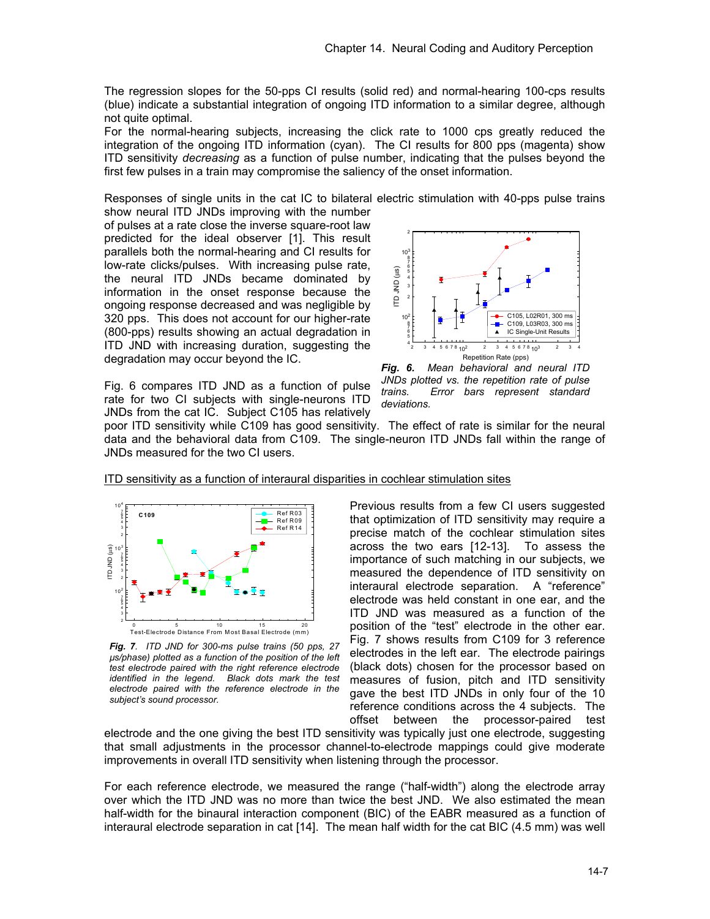The regression slopes for the 50-pps CI results (solid red) and normal-hearing 100-cps results (blue) indicate a substantial integration of ongoing ITD information to a similar degree, although not quite optimal.

For the normal-hearing subjects, increasing the click rate to 1000 cps greatly reduced the integration of the ongoing ITD information (cyan). The CI results for 800 pps (magenta) show ITD sensitivity *decreasing* as a function of pulse number, indicating that the pulses beyond the first few pulses in a train may compromise the saliency of the onset information.

Responses of single units in the cat IC to bilateral electric stimulation with 40-pps pulse trains show neural ITD JNDs improving with the number of pulses at a rate close the inverse square-root law predicted for the ideal observer [1]. This result parallels both the normal-hearing and CI results for low-rate clicks/pulses. With increasing pulse rate, the neural ITD JNDs became dominated by information in the onset response because the ongoing response decreased and was negligible by 320 pps. This does not account for our higher-rate (800-pps) results showing an actual degradation in ITD JND with increasing duration, suggesting the degradation may occur beyond the IC.

***Fig. 6.*** *Mean behavioral and neural ITD JNDs plotted vs. the repetition rate of pulse trains. Error bars represent standard deviations.*

Fig. 6 compares ITD JND as a function of pulse rate for two CI subjects with single-neurons ITD JNDs from the cat IC. Subject C105 has relatively poor ITD sensitivity while C109 has good sensitivity. The effect of rate is similar for the neural data and the behavioral data from C109. The single-neuron ITD JNDs fall within the range of JNDs measured for the two CI users.

<u>ITD sensitivity as a function of interaural disparities in cochlear stimulation sites</u>

***Fig. 7****. ITD JND for 300-ms pulse trains (50 pps, 27 μs/phase) plotted as a function of the position of the left test electrode paired with the right reference electrode identified in the legend. Black dots mark the test electrode paired with the reference electrode in the subject's sound processor.*

Previous results from a few CI users suggested that optimization of ITD sensitivity may require a precise match of the cochlear stimulation sites across the two ears [12-13]. To assess the importance of such matching in our subjects, we measured the dependence of ITD sensitivity on interaural electrode separation. A "reference" electrode was held constant in one ear, and the ITD JND was measured as a function of the position of the "test" electrode in the other ear. Fig. 7 shows results from C109 for 3 reference electrodes in the left ear. The electrode pairings (black dots) chosen for the processor based on measures of fusion, pitch and ITD sensitivity gave the best ITD JNDs in only four of the 10 reference conditions across the 4 subjects. The offset between the processor-paired test electrode and the one giving the best ITD sensitivity was typically just one electrode, suggesting that small adjustments in the processor channel-to-electrode mappings could give moderate improvements in overall ITD sensitivity when listening through the processor.

For each reference electrode, we measured the range ("half-width") along the electrode array over which the ITD JND was no more than twice the best JND. We also estimated the mean half-width for the binaural interaction component (BIC) of the EABR measured as a function of interaural electrode separation in cat [14]. The mean half width for the cat BIC (4.5 mm) was well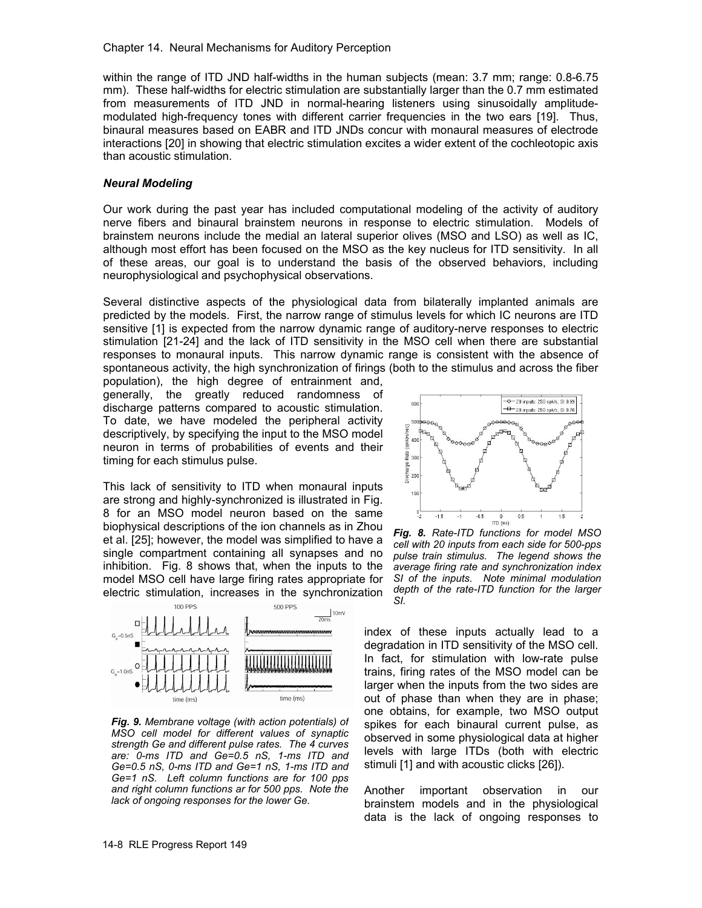within the range of ITD JND half-widths in the human subjects (mean: 3.7 mm; range: 0.8-6.75 mm). These half-widths for electric stimulation are substantially larger than the 0.7 mm estimated from measurements of ITD JND in normal-hearing listeners using sinusoidally amplitude-modulated high-frequency tones with different carrier frequencies in the two ears [19]. Thus, binaural measures based on EABR and ITD JNDs concur with monaural measures of electrode interactions [20] in showing that electric stimulation excites a wider extent of the cochleotopic axis than acoustic stimulation.

### *Neural Modeling*

Our work during the past year has included computational modeling of the activity of auditory nerve fibers and binaural brainstem neurons in response to electric stimulation. Models of brainstem neurons include the medial an lateral superior olives (MSO and LSO) as well as IC, although most effort has been focused on the MSO as the key nucleus for ITD sensitivity. In all of these areas, our goal is to understand the basis of the observed behaviors, including neurophysiological and psychophysical observations.

Several distinctive aspects of the physiological data from bilaterally implanted animals are predicted by the models. First, the narrow range of stimulus levels for which IC neurons are ITD sensitive [1] is expected from the narrow dynamic range of auditory-nerve responses to electric stimulation [21-24] and the lack of ITD sensitivity in the MSO cell when there are substantial responses to monaural inputs. This narrow dynamic range is consistent with the absence of spontaneous activity, the high synchronization of firings (both to the stimulus and across the fiber population), the high degree of entrainment and, generally, the greatly reduced randomness of discharge patterns compared to acoustic stimulation. To date, we have modeled the peripheral activity descriptively, by specifying the input to the MSO model neuron in terms of probabilities of events and their timing for each stimulus pulse.

This lack of sensitivity to ITD when monaural inputs are strong and highly-synchronized is illustrated in Fig. 8 for an MSO model neuron based on the same biophysical descriptions of the ion channels as in Zhou et al. [25]; however, the model was simplified to have a single compartment containing all synapses and no inhibition. Fig. 8 shows that, when the inputs to the model MSO cell have large firing rates appropriate for electric stimulation, increases in the synchronization index of these inputs actually lead to a degradation in ITD sensitivity of the MSO cell. In fact, for stimulation with low-rate pulse trains, firing rates of the MSO model can be larger when the inputs from the two sides are out of phase than when they are in phase; one obtains, for example, two MSO output spikes for each binaural current pulse, as observed in some physiological data at higher levels with large ITDs (both with electric stimuli [1] and with acoustic clicks [26]).

*Fig. 8. Rate-ITD functions for model MSO cell with 20 inputs from each side for 500-pps pulse train stimulus. The legend shows the average firing rate and synchronization index SI of the inputs. Note minimal modulation depth of the rate-ITD function for the larger SI.*

*Fig. 9. Membrane voltage (with action potentials) of MSO cell model for different values of synaptic strength Ge and different pulse rates. The 4 curves are: 0-ms ITD and Ge=0.5 nS, 1-ms ITD and Ge=0.5 nS, 0-ms ITD and Ge=1 nS, 1-ms ITD and Ge=1 nS. Left column functions are for 100 pps and right column functions ar for 500 pps. Note the lack of ongoing responses for the lower Ge.*

Another important observation in our brainstem models and in the physiological data is the lack of ongoing responses to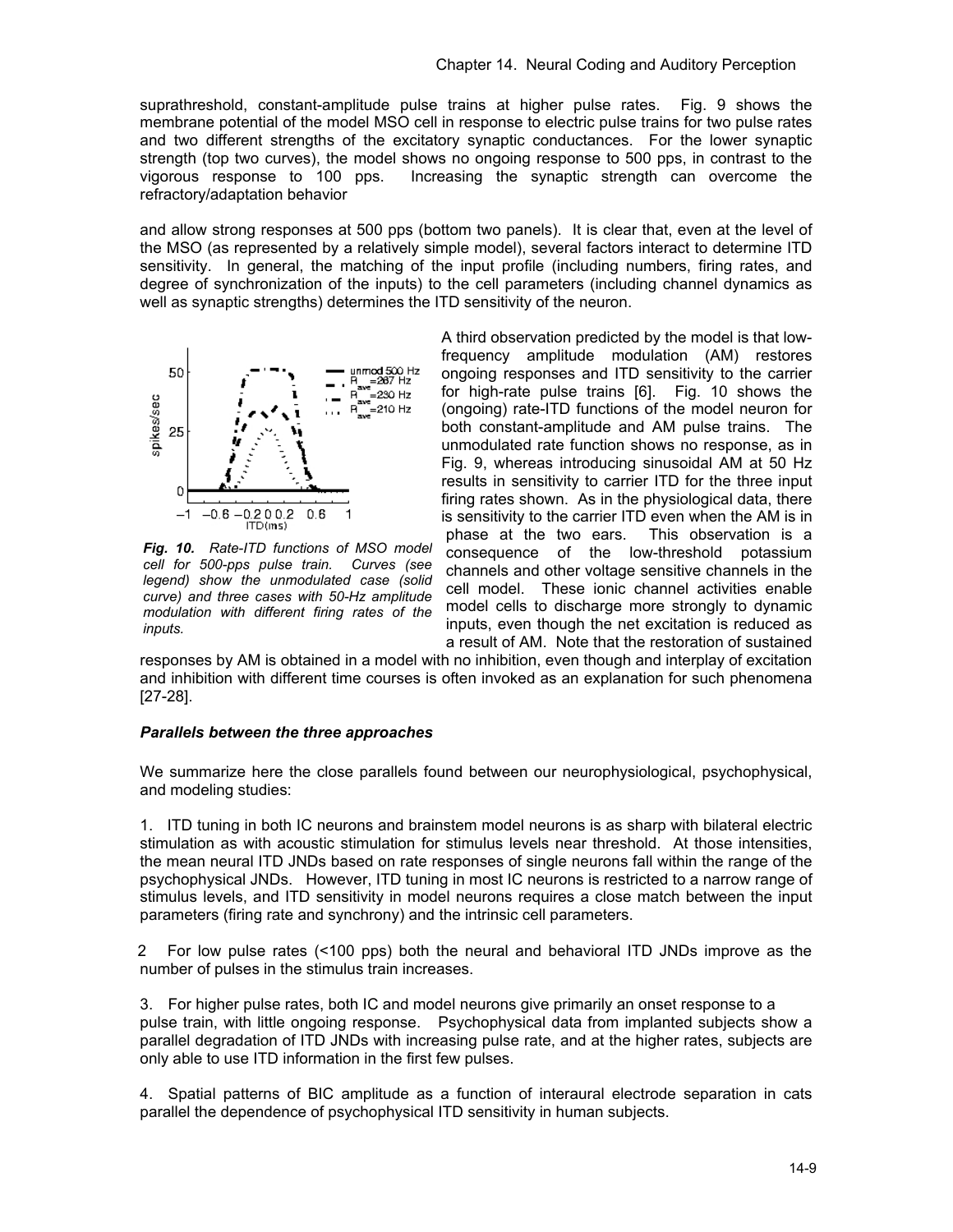suprathreshold, constant-amplitude pulse trains at higher pulse rates. Fig. 9 shows the membrane potential of the model MSO cell in response to electric pulse trains for two pulse rates and two different strengths of the excitatory synaptic conductances. For the lower synaptic strength (top two curves), the model shows no ongoing response to 500 pps, in contrast to the vigorous response to 100 pps. Increasing the synaptic strength can overcome the refractory/adaptation behavior

and allow strong responses at 500 pps (bottom two panels). It is clear that, even at the level of the MSO (as represented by a relatively simple model), several factors interact to determine ITD sensitivity. In general, the matching of the input profile (including numbers, firing rates, and degree of synchronization of the inputs) to the cell parameters (including channel dynamics as well as synaptic strengths) determines the ITD sensitivity of the neuron.

spikes/sec
50
25
0
−1 −0.6 −0.2 0 0.2 0.6 1
ITD(ms)
unmod 500 Hz
$R_{ave}$=267 Hz
$R_{ave}$=230 Hz
$R_{ave}$=210 Hz

***Fig. 10.*** *Rate-ITD functions of MSO model cell for 500-pps pulse train. Curves (see legend) show the unmodulated case (solid curve) and three cases with 50-Hz amplitude modulation with different firing rates of the inputs.*

A third observation predicted by the model is that low-frequency amplitude modulation (AM) restores ongoing responses and ITD sensitivity to the carrier for high-rate pulse trains [6]. Fig. 10 shows the (ongoing) rate-ITD functions of the model neuron for both constant-amplitude and AM pulse trains. The unmodulated rate function shows no response, as in Fig. 9, whereas introducing sinusoidal AM at 50 Hz results in sensitivity to carrier ITD for the three input firing rates shown. As in the physiological data, there is sensitivity to the carrier ITD even when the AM is in phase at the two ears. This observation is a consequence of the low-threshold potassium channels and other voltage sensitive channels in the cell model. These ionic channel activities enable model cells to discharge more strongly to dynamic inputs, even though the net excitation is reduced as a result of AM. Note that the restoration of sustained responses by AM is obtained in a model with no inhibition, even though and interplay of excitation and inhibition with different time courses is often invoked as an explanation for such phenomena [27-28].

***Parallels between the three approaches***

We summarize here the close parallels found between our neurophysiological, psychophysical, and modeling studies:

1. ITD tuning in both IC neurons and brainstem model neurons is as sharp with bilateral electric stimulation as with acoustic stimulation for stimulus levels near threshold. At those intensities, the mean neural ITD JNDs based on rate responses of single neurons fall within the range of the psychophysical JNDs. However, ITD tuning in most IC neurons is restricted to a narrow range of stimulus levels, and ITD sensitivity in model neurons requires a close match between the input parameters (firing rate and synchrony) and the intrinsic cell parameters.

2 For low pulse rates (<100 pps) both the neural and behavioral ITD JNDs improve as the number of pulses in the stimulus train increases.

3. For higher pulse rates, both IC and model neurons give primarily an onset response to a pulse train, with little ongoing response. Psychophysical data from implanted subjects show a parallel degradation of ITD JNDs with increasing pulse rate, and at the higher rates, subjects are only able to use ITD information in the first few pulses.

4. Spatial patterns of BIC amplitude as a function of interaural electrode separation in cats parallel the dependence of psychophysical ITD sensitivity in human subjects.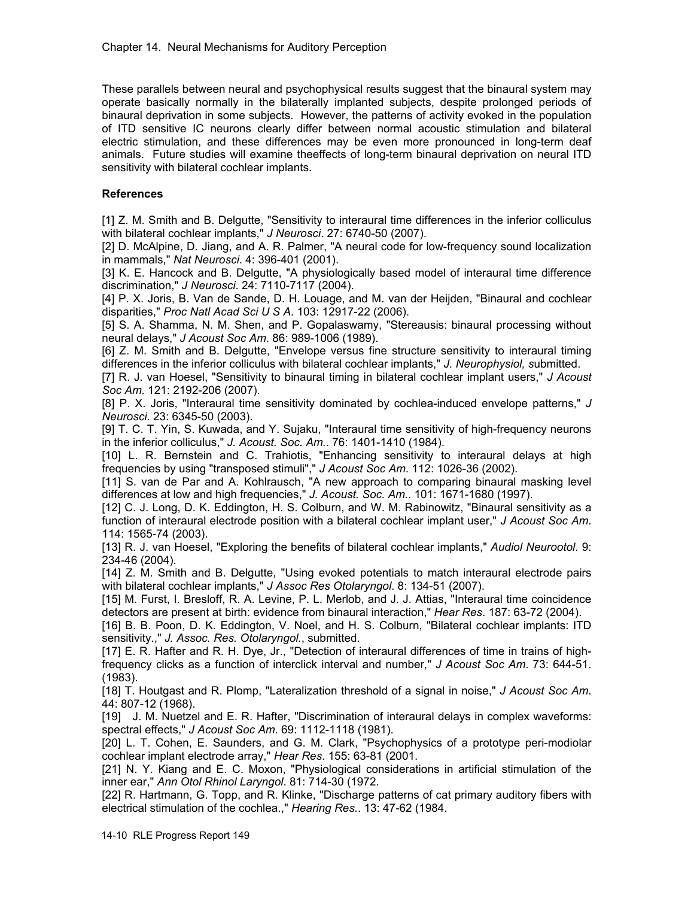These parallels between neural and psychophysical results suggest that the binaural system may operate basically normally in the bilaterally implanted subjects, despite prolonged periods of binaural deprivation in some subjects. However, the patterns of activity evoked in the population of ITD sensitive IC neurons clearly differ between normal acoustic stimulation and bilateral electric stimulation, and these differences may be even more pronounced in long-term deaf animals. Future studies will examine theeffects of long-term binaural deprivation on neural ITD sensitivity with bilateral cochlear implants.

**References**

[1] Z. M. Smith and B. Delgutte, "Sensitivity to interaural time differences in the inferior colliculus with bilateral cochlear implants," *J Neurosci*. 27: 6740-50 (2007).

[2] D. McAlpine, D. Jiang, and A. R. Palmer, "A neural code for low-frequency sound localization in mammals," *Nat Neurosci*. 4: 396-401 (2001).

[3] K. E. Hancock and B. Delgutte, "A physiologically based model of interaural time difference discrimination," *J Neurosci*. 24: 7110-7117 (2004).

[4] P. X. Joris, B. Van de Sande, D. H. Louage, and M. van der Heijden, "Binaural and cochlear disparities," *Proc Natl Acad Sci U S A*. 103: 12917-22 (2006).

[5] S. A. Shamma, N. M. Shen, and P. Gopalaswamy, "Stereausis: binaural processing without neural delays," *J Acoust Soc Am*. 86: 989-1006 (1989).

[6] Z. M. Smith and B. Delgutte, "Envelope versus fine structure sensitivity to interaural timing differences in the inferior colliculus with bilateral cochlear implants," *J. Neurophysiol, s*ubmitted.

[7] R. J. van Hoesel, "Sensitivity to binaural timing in bilateral cochlear implant users," *J Acoust Soc Am*. 121: 2192-206 (2007).

[8] P. X. Joris, "Interaural time sensitivity dominated by cochlea-induced envelope patterns," *J Neurosci*. 23: 6345-50 (2003).

[9] T. C. T. Yin, S. Kuwada, and Y. Sujaku, "Interaural time sensitivity of high-frequency neurons in the inferior colliculus," *J. Acoust. Soc. Am.*. 76: 1401-1410 (1984).

[10] L. R. Bernstein and C. Trahiotis, "Enhancing sensitivity to interaural delays at high frequencies by using "transposed stimuli"," *J Acoust Soc Am*. 112: 1026-36 (2002).

[11] S. van de Par and A. Kohlrausch, "A new approach to comparing binaural masking level differences at low and high frequencies," *J. Acoust. Soc. Am.*. 101: 1671-1680 (1997).

[12] C. J. Long, D. K. Eddington, H. S. Colburn, and W. M. Rabinowitz, "Binaural sensitivity as a function of interaural electrode position with a bilateral cochlear implant user," *J Acoust Soc Am*. 114: 1565-74 (2003).

[13] R. J. van Hoesel, "Exploring the benefits of bilateral cochlear implants," *Audiol Neurootol*. 9: 234-46 (2004).

[14] Z. M. Smith and B. Delgutte, "Using evoked potentials to match interaural electrode pairs with bilateral cochlear implants," *J Assoc Res Otolaryngol*. 8: 134-51 (2007).

[15] M. Furst, I. Bresloff, R. A. Levine, P. L. Merlob, and J. J. Attias, "Interaural time coincidence detectors are present at birth: evidence from binaural interaction," *Hear Res*. 187: 63-72 (2004).

[16] B. B. Poon, D. K. Eddington, V. Noel, and H. S. Colburn, "Bilateral cochlear implants: ITD sensitivity.," *J. Assoc. Res. Otolaryngol.*, submitted.

[17] E. R. Hafter and R. H. Dye, Jr., "Detection of interaural differences of time in trains of high-frequency clicks as a function of interclick interval and number," *J Acoust Soc Am*. 73: 644-51. (1983).

[18] T. Houtgast and R. Plomp, "Lateralization threshold of a signal in noise," *J Acoust Soc Am*. 44: 807-12 (1968).

[19] J. M. Nuetzel and E. R. Hafter, "Discrimination of interaural delays in complex waveforms: spectral effects," *J Acoust Soc Am*. 69: 1112-1118 (1981).

[20] L. T. Cohen, E. Saunders, and G. M. Clark, "Psychophysics of a prototype peri-modiolar cochlear implant electrode array," *Hear Res*. 155: 63-81 (2001.

[21] N. Y. Kiang and E. C. Moxon, "Physiological considerations in artificial stimulation of the inner ear," *Ann Otol Rhinol Laryngol*. 81: 714-30 (1972.

[22] R. Hartmann, G. Topp, and R. Klinke, "Discharge patterns of cat primary auditory fibers with electrical stimulation of the cochlea.," *Hearing Res.*. 13: 47-62 (1984.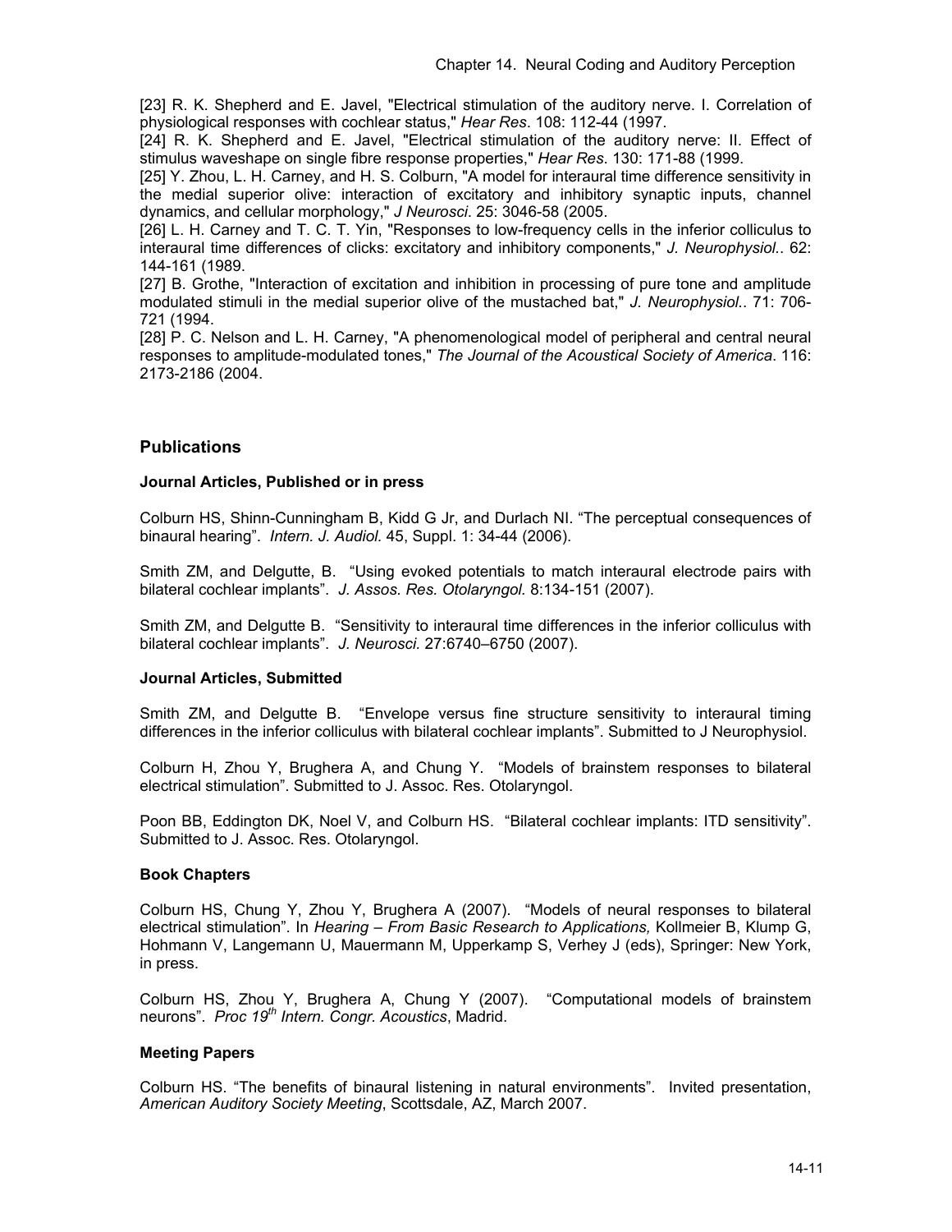[23] R. K. Shepherd and E. Javel, "Electrical stimulation of the auditory nerve. I. Correlation of physiological responses with cochlear status," *Hear Res*. 108: 112-44 (1997.

[24] R. K. Shepherd and E. Javel, "Electrical stimulation of the auditory nerve: II. Effect of stimulus waveshape on single fibre response properties," *Hear Res*. 130: 171-88 (1999.

[25] Y. Zhou, L. H. Carney, and H. S. Colburn, "A model for interaural time difference sensitivity in the medial superior olive: interaction of excitatory and inhibitory synaptic inputs, channel dynamics, and cellular morphology," *J Neurosci*. 25: 3046-58 (2005.

[26] L. H. Carney and T. C. T. Yin, "Responses to low-frequency cells in the inferior colliculus to interaural time differences of clicks: excitatory and inhibitory components," *J. Neurophysiol.*. 62: 144-161 (1989.

[27] B. Grothe, "Interaction of excitation and inhibition in processing of pure tone and amplitude modulated stimuli in the medial superior olive of the mustached bat," *J. Neurophysiol.*. 71: 706-721 (1994.

[28] P. C. Nelson and L. H. Carney, "A phenomenological model of peripheral and central neural responses to amplitude-modulated tones," *The Journal of the Acoustical Society of America*. 116: 2173-2186 (2004.

## Publications

### Journal Articles, Published or in press

Colburn HS, Shinn-Cunningham B, Kidd G Jr, and Durlach NI. "The perceptual consequences of binaural hearing". *Intern. J. Audiol.* 45, Suppl. 1: 34-44 (2006).

Smith ZM, and Delgutte, B. "Using evoked potentials to match interaural electrode pairs with bilateral cochlear implants". *J. Assos. Res. Otolaryngol.* 8:134-151 (2007).

Smith ZM, and Delgutte B. "Sensitivity to interaural time differences in the inferior colliculus with bilateral cochlear implants". *J. Neurosci.* 27:6740–6750 (2007).

### Journal Articles, Submitted

Smith ZM, and Delgutte B. "Envelope versus fine structure sensitivity to interaural timing differences in the inferior colliculus with bilateral cochlear implants". Submitted to J Neurophysiol.

Colburn H, Zhou Y, Brughera A, and Chung Y. "Models of brainstem responses to bilateral electrical stimulation". Submitted to J. Assoc. Res. Otolaryngol.

Poon BB, Eddington DK, Noel V, and Colburn HS. "Bilateral cochlear implants: ITD sensitivity". Submitted to J. Assoc. Res. Otolaryngol.

### Book Chapters

Colburn HS, Chung Y, Zhou Y, Brughera A (2007). "Models of neural responses to bilateral electrical stimulation". In *Hearing – From Basic Research to Applications,* Kollmeier B, Klump G, Hohmann V, Langemann U, Mauermann M, Upperkamp S, Verhey J (eds), Springer: New York, in press.

Colburn HS, Zhou Y, Brughera A, Chung Y (2007). "Computational models of brainstem neurons". *Proc 19th Intern. Congr. Acoustics*, Madrid.

### Meeting Papers

Colburn HS. "The benefits of binaural listening in natural environments". Invited presentation, *American Auditory Society Meeting*, Scottsdale, AZ, March 2007.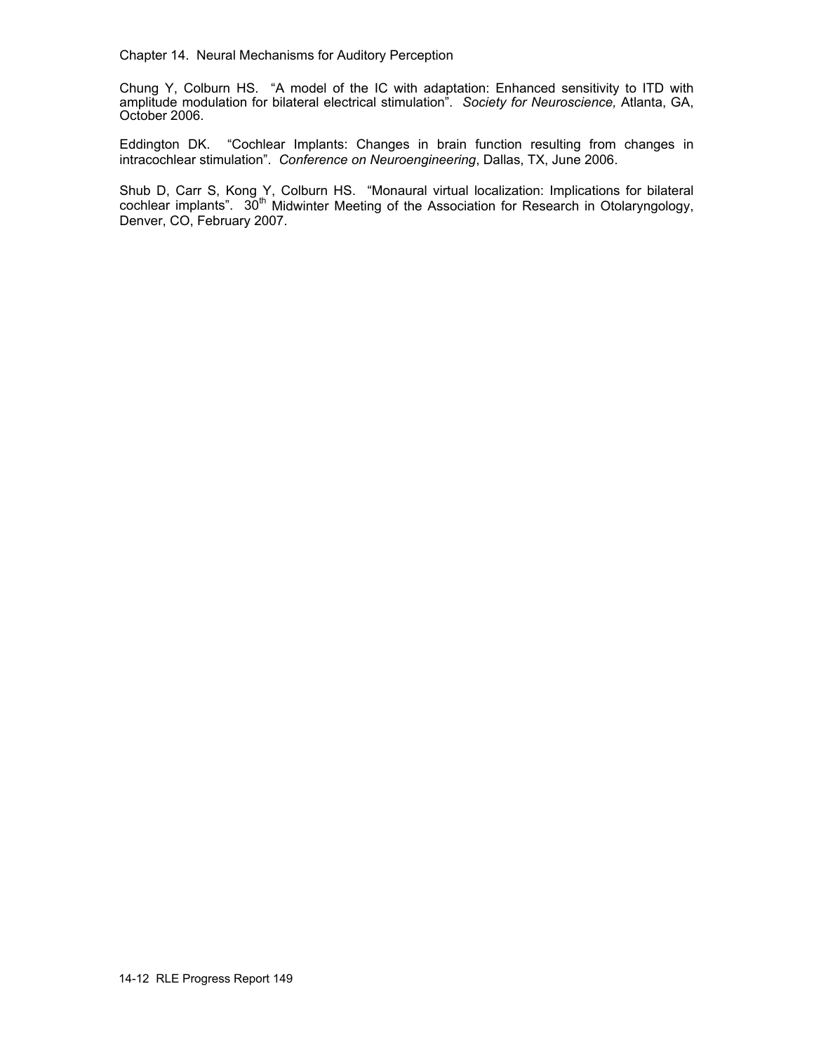Chung Y, Colburn HS. "A model of the IC with adaptation: Enhanced sensitivity to ITD with amplitude modulation for bilateral electrical stimulation". *Society for Neuroscience,* Atlanta, GA, October 2006.

Eddington DK. "Cochlear Implants: Changes in brain function resulting from changes in intracochlear stimulation". *Conference on Neuroengineering*, Dallas, TX, June 2006.

Shub D, Carr S, Kong Y, Colburn HS. "Monaural virtual localization: Implications for bilateral cochlear implants". 30th Midwinter Meeting of the Association for Research in Otolaryngology, Denver, CO, February 2007.